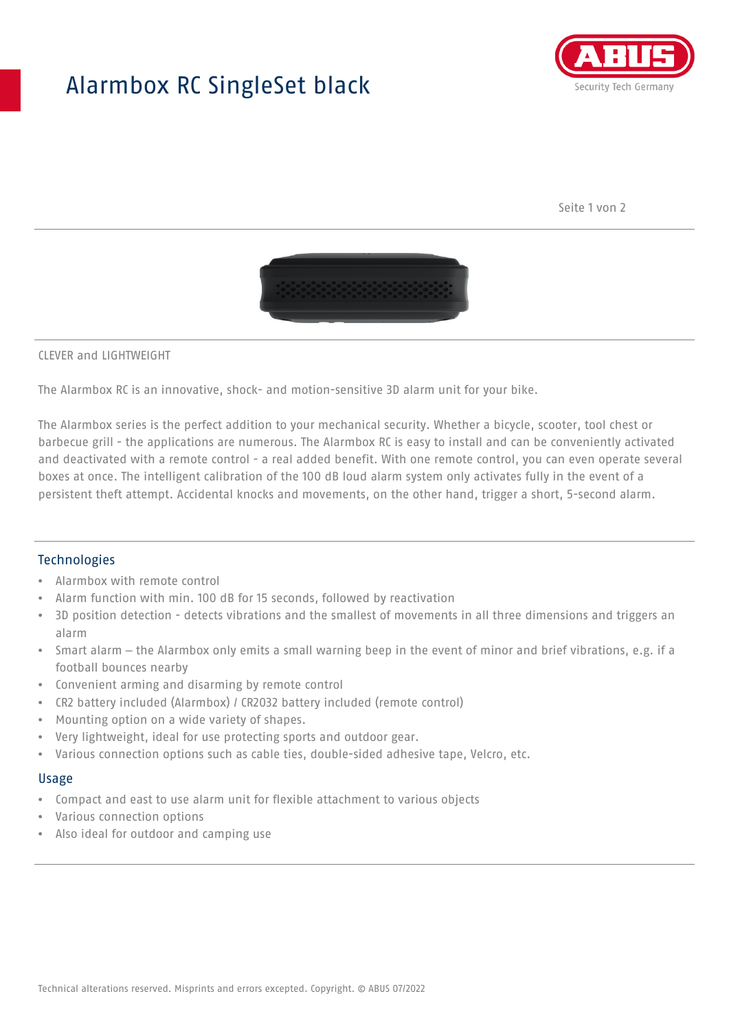# Alarmbox RC SingleSet black

CLEVER and LIGHTWEIGHT

The Alarmbox RC is an innovative, shock- and motion-sensitive 3D alarm unit for your bike.

The Alarmbox series is the perfect addition to your mechanical security. Whether a bicycle, scooter, tool chest or barbecue grill - the applications are numerous. The Alarmbox RC is easy to install and can be conveniently activated and deactivated with a remote control - a real added benefit. With one remote control, you can even operate several boxes at once. The intelligent calibration of the 100 dB loud alarm system only activates fully in the event of a persistent theft attempt. Accidental knocks and movements, on the other hand, trigger a short, 5-second alarm.

## Technologies

- Alarmbox with remote control
- Alarm function with min. 100 dB for 15 seconds, followed by reactivation
- 3D position detection - detects vibrations and the smallest of movements in all three dimensions and triggers an alarm
- Smart alarm – the Alarmbox only emits a small warning beep in the event of minor and brief vibrations, e.g. if a football bounces nearby
- Convenient arming and disarming by remote control
- CR2 battery included (Alarmbox) / CR2032 battery included (remote control)
- Mounting option on a wide variety of shapes.
- Very lightweight, ideal for use protecting sports and outdoor gear.
- Various connection options such as cable ties, double-sided adhesive tape, Velcro, etc.

## Usage

- Compact and east to use alarm unit for flexible attachment to various objects
- Various connection options
- Also ideal for outdoor and camping use

Technical alterations reserved. Misprints and errors excepted. Copyright. © ABUS 07/2022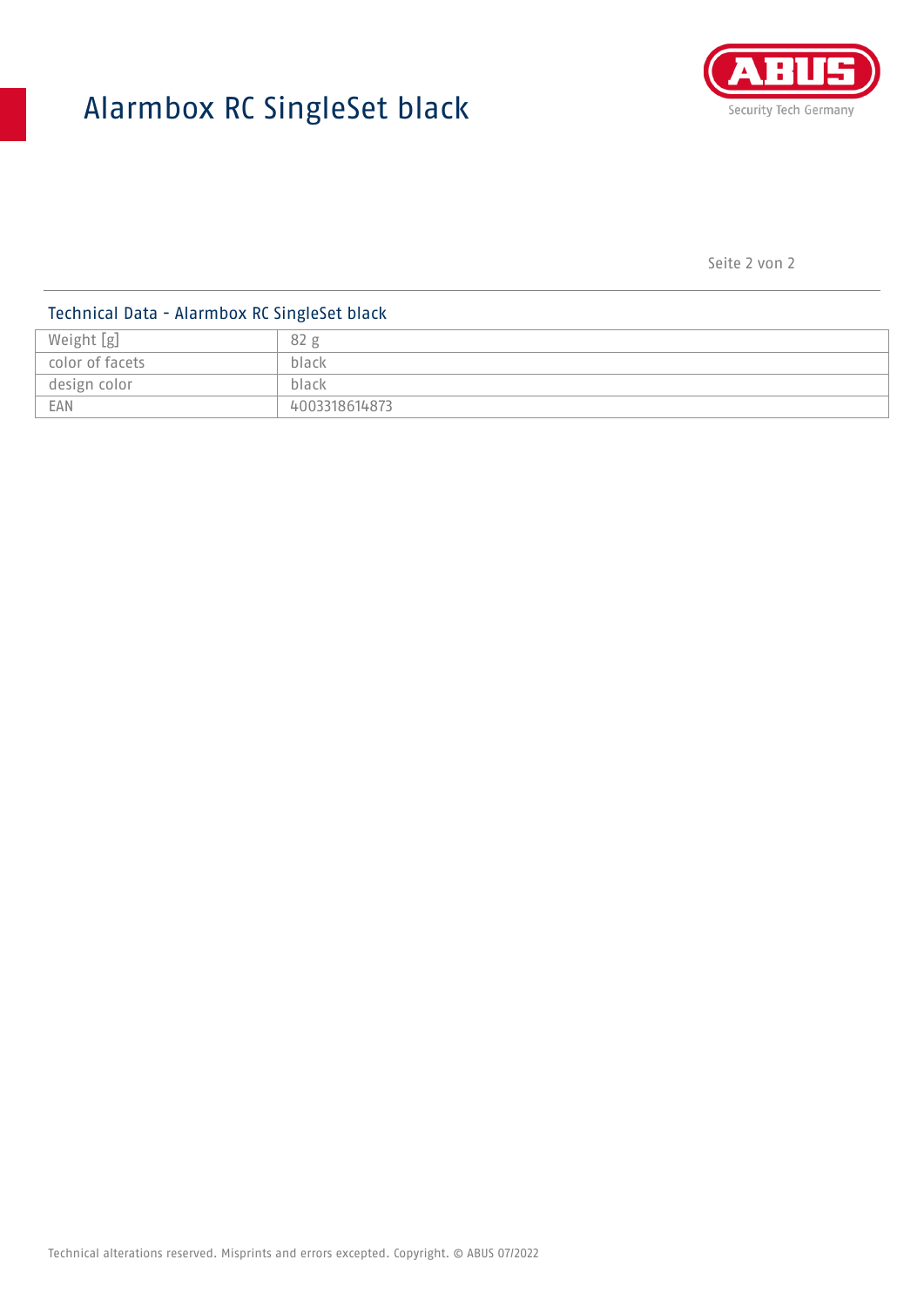# Alarmbox RC SingleSet black

## Technical Data - Alarmbox RC SingleSet black

| | |
|---|---|
| Weight [g] | 82 g |
| color of facets | black |
| design color | black |
| EAN | 4003318614873 |

Technical alterations reserved. Misprints and errors excepted. Copyright. © ABUS 07/2022